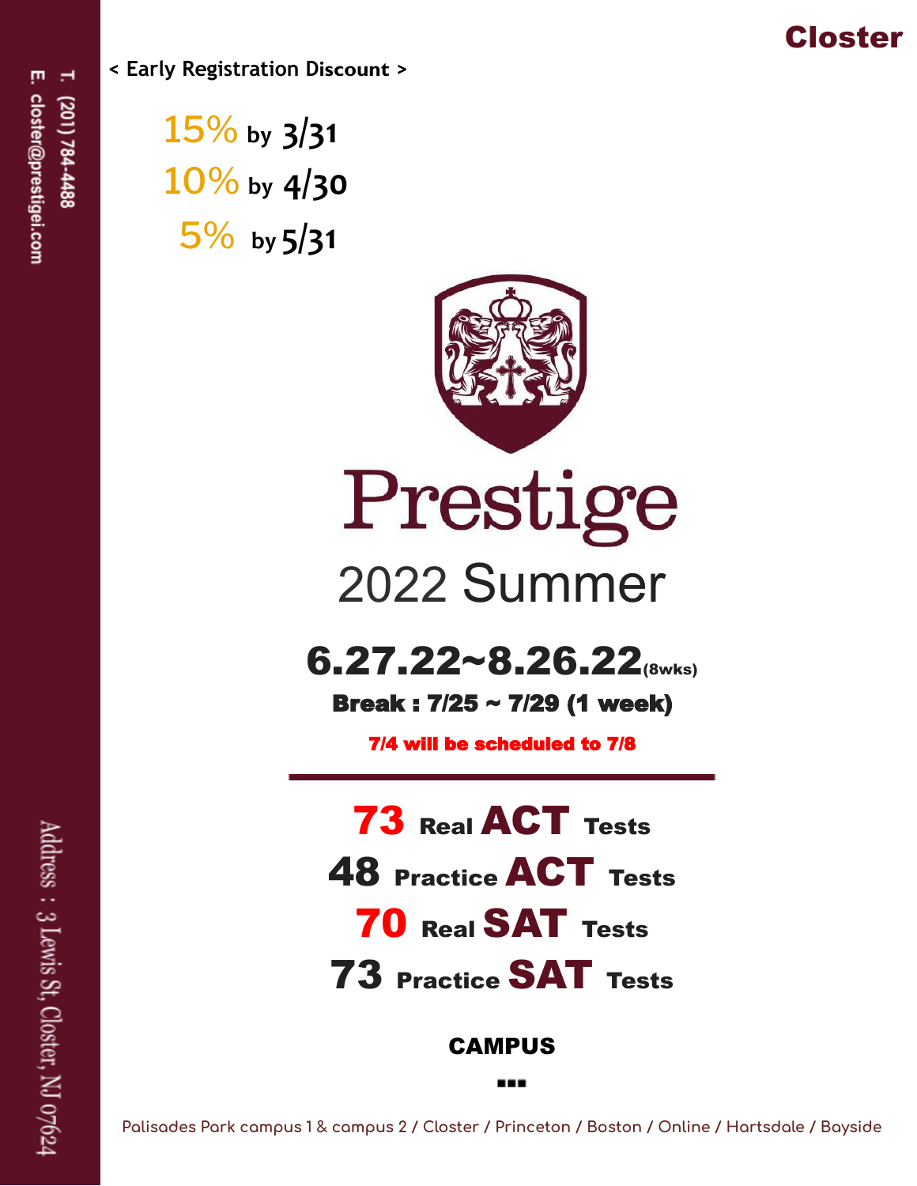**Closster**

T. (201) 784-4488

E. closter@prestigei.com

< Early Registration Discount >

15% by 3/31

10% by 4/30

5% by 5/31

# Prestige

## 2022 Summer

### 6.27.22~8.26.22(8wks)

**Break : 7/25 ~ 7/29 (1 week)**

**7/4 will be scheduled to 7/8**

---

**73 Real ACT Tests**

**48 Practice ACT Tests**

**70 Real SAT Tests**

**73 Practice SAT Tests**

**CAMPUS**

Palisades Park campus 1 & campus 2 / Closter / Princeton / Boston / Online / Hartsdale / Bayside

Address : 3 Lewis St, Closter, NJ 07624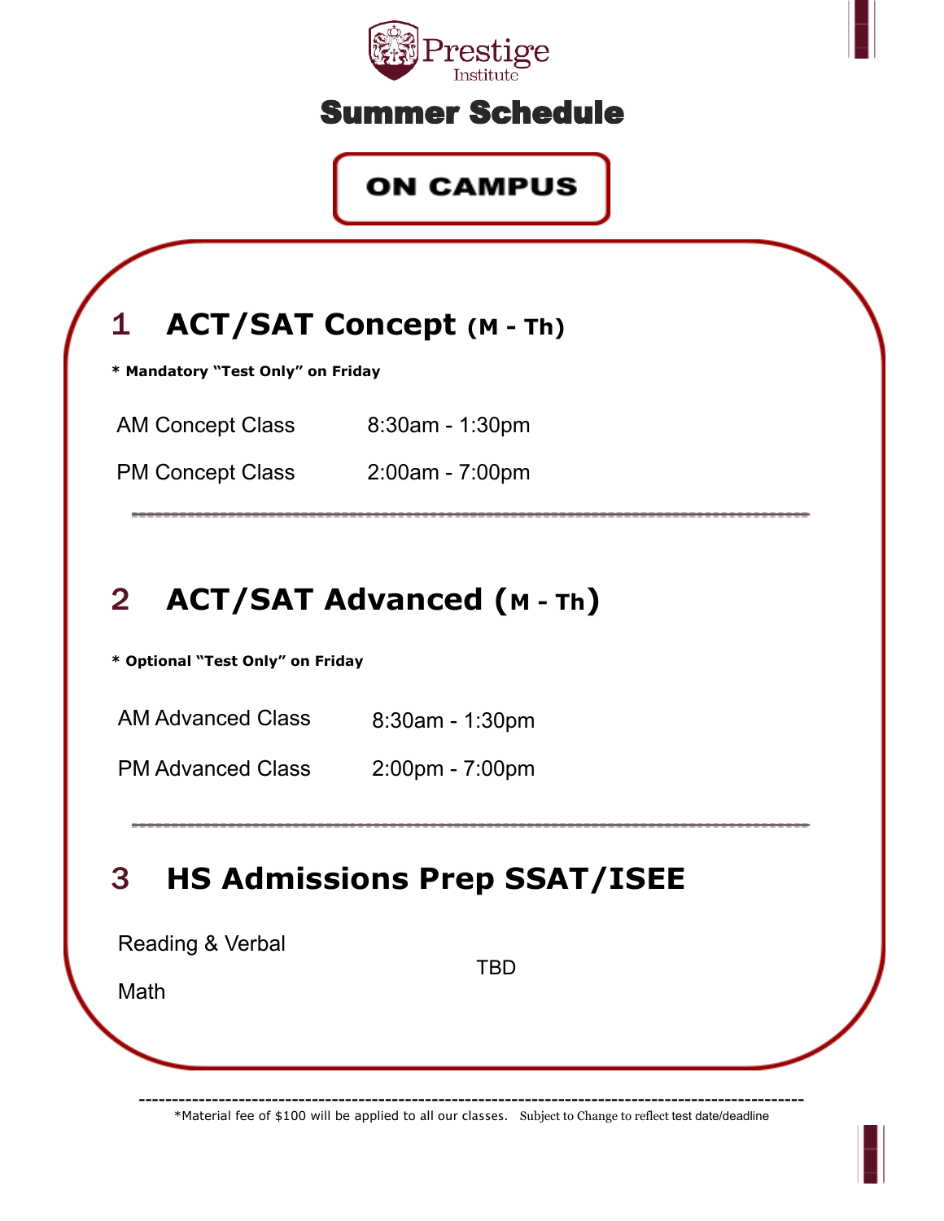Prestige Institute

# Summer Schedule

## ON CAMPUS

### 1 ACT/SAT Concept (M - Th)

**\* Mandatory "Test Only" on Friday**

| | |
|---|---|
| AM Concept Class | 8:30am - 1:30pm |
| PM Concept Class | 2:00am - 7:00pm |

### 2 ACT/SAT Advanced (M - Th)

**\* Optional "Test Only" on Friday**

| | |
|---|---|
| AM Advanced Class | 8:30am - 1:30pm |
| PM Advanced Class | 2:00pm - 7:00pm |

### 3 HS Admissions Prep SSAT/ISEE

| | |
|---|---|
| Reading & Verbal | TBD |
| Math | |

---

*Material fee of $100 will be applied to all our classes. Subject to Change to reflect test date/deadline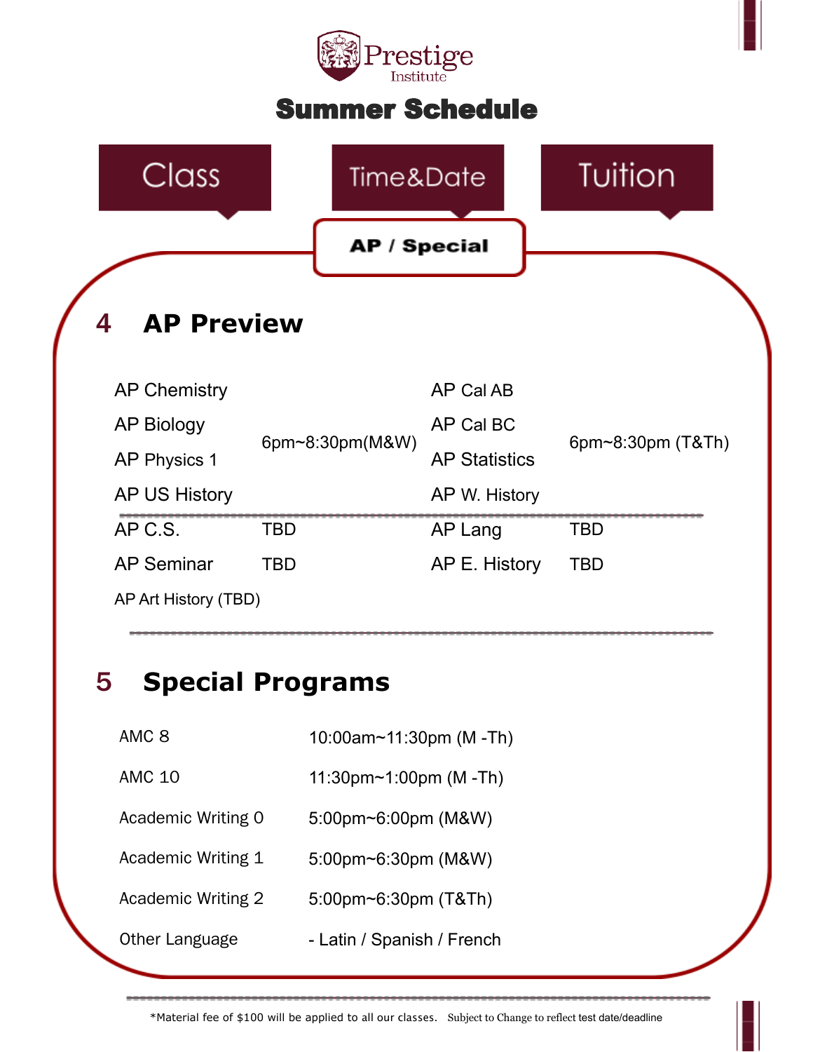Prestige Institute

# Summer Schedule

Class | Time&Date | Tuition

**AP / Special**

## 4 AP Preview

| Class | Time&Date | Class | Time&Date |
|---|---|---|---|
| AP Chemistry | 6pm~8:30pm(M&W) | AP Cal AB | 6pm~8:30pm (T&Th) |
| AP Biology | | AP Cal BC | |
| AP Physics 1 | | AP Statistics | |
| AP US History | | AP W. History | |
| AP C.S. | TBD | AP Lang | TBD |
| AP Seminar | TBD | AP E. History | TBD |
| AP Art History (TBD) | | | |

## 5 Special Programs

| Class | Time&Date |
|---|---|
| AMC 8 | 10:00am~11:30pm (M -Th) |
| AMC 10 | 11:30pm~1:00pm (M -Th) |
| Academic Writing 0 | 5:00pm~6:00pm (M&W) |
| Academic Writing 1 | 5:00pm~6:30pm (M&W) |
| Academic Writing 2 | 5:00pm~6:30pm (T&Th) |
| Other Language | - Latin / Spanish / French |

*Material fee of $100 will be applied to all our classes. Subject to Change to reflect test date/deadline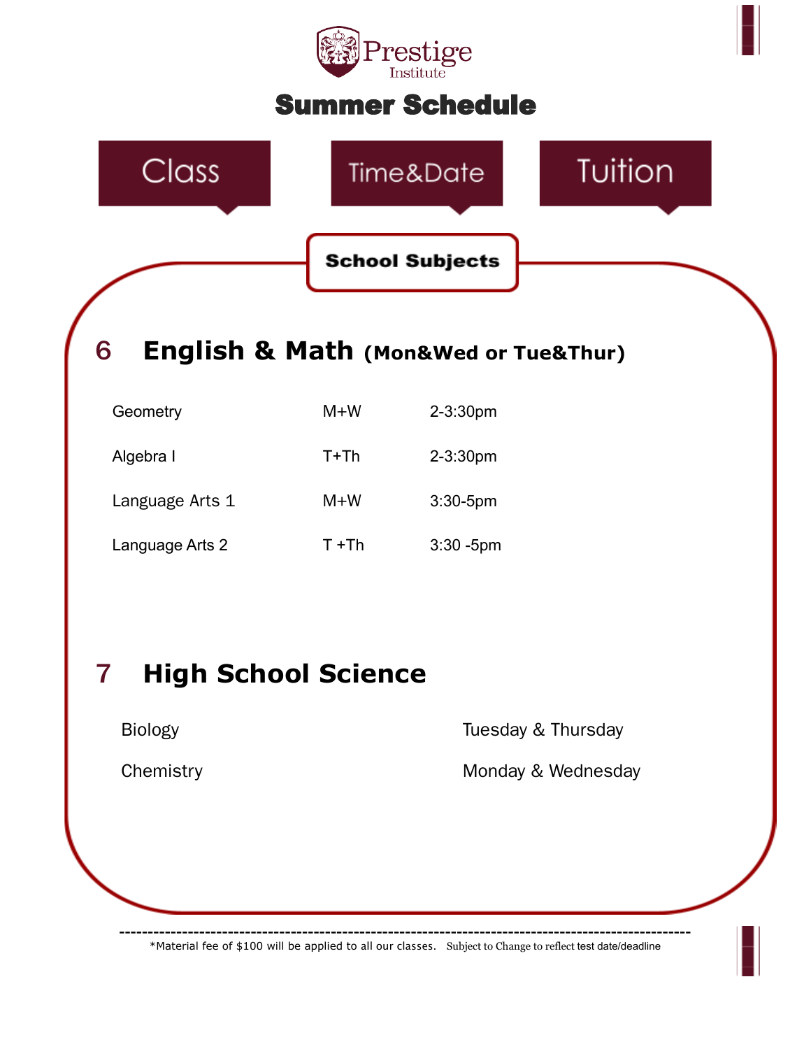Prestige Institute

# Summer Schedule

Class | Time&Date | Tuition

**School Subjects**

## 6 English & Math (Mon&Wed or Tue&Thur)

| | | |
|---|---|---|
| Geometry | M+W | 2-3:30pm |
| Algebra I | T+Th | 2-3:30pm |
| Language Arts 1 | M+W | 3:30-5pm |
| Language Arts 2 | T +Th | 3:30 -5pm |

## 7 High School Science

| | |
|---|---|
| Biology | Tuesday & Thursday |
| Chemistry | Monday & Wednesday |

---

*Material fee of $100 will be applied to all our classes. Subject to Change to reflect test date/deadline